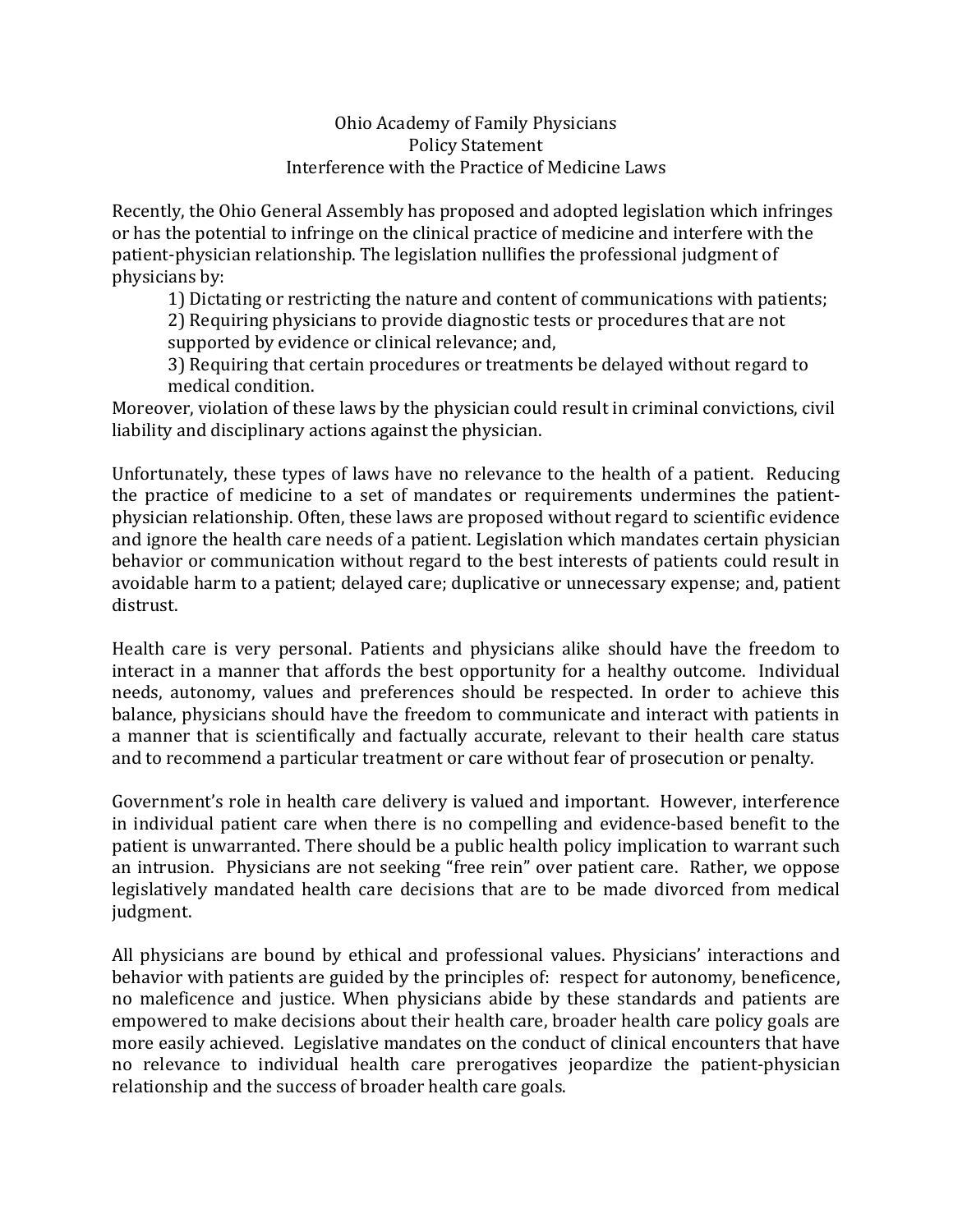# Ohio Academy of Family Physicians
## Policy Statement
## Interference with the Practice of Medicine Laws

Recently, the Ohio General Assembly has proposed and adopted legislation which infringes or has the potential to infringe on the clinical practice of medicine and interfere with the patient-physician relationship. The legislation nullifies the professional judgment of physicians by:

1) Dictating or restricting the nature and content of communications with patients;
2) Requiring physicians to provide diagnostic tests or procedures that are not supported by evidence or clinical relevance; and,
3) Requiring that certain procedures or treatments be delayed without regard to medical condition.

Moreover, violation of these laws by the physician could result in criminal convictions, civil liability and disciplinary actions against the physician.

Unfortunately, these types of laws have no relevance to the health of a patient. Reducing the practice of medicine to a set of mandates or requirements undermines the patient-physician relationship. Often, these laws are proposed without regard to scientific evidence and ignore the health care needs of a patient. Legislation which mandates certain physician behavior or communication without regard to the best interests of patients could result in avoidable harm to a patient; delayed care; duplicative or unnecessary expense; and, patient distrust.

Health care is very personal. Patients and physicians alike should have the freedom to interact in a manner that affords the best opportunity for a healthy outcome. Individual needs, autonomy, values and preferences should be respected. In order to achieve this balance, physicians should have the freedom to communicate and interact with patients in a manner that is scientifically and factually accurate, relevant to their health care status and to recommend a particular treatment or care without fear of prosecution or penalty.

Government's role in health care delivery is valued and important. However, interference in individual patient care when there is no compelling and evidence-based benefit to the patient is unwarranted. There should be a public health policy implication to warrant such an intrusion. Physicians are not seeking "free rein" over patient care. Rather, we oppose legislatively mandated health care decisions that are to be made divorced from medical judgment.

All physicians are bound by ethical and professional values. Physicians' interactions and behavior with patients are guided by the principles of: respect for autonomy, beneficence, no maleficence and justice. When physicians abide by these standards and patients are empowered to make decisions about their health care, broader health care policy goals are more easily achieved. Legislative mandates on the conduct of clinical encounters that have no relevance to individual health care prerogatives jeopardize the patient-physician relationship and the success of broader health care goals.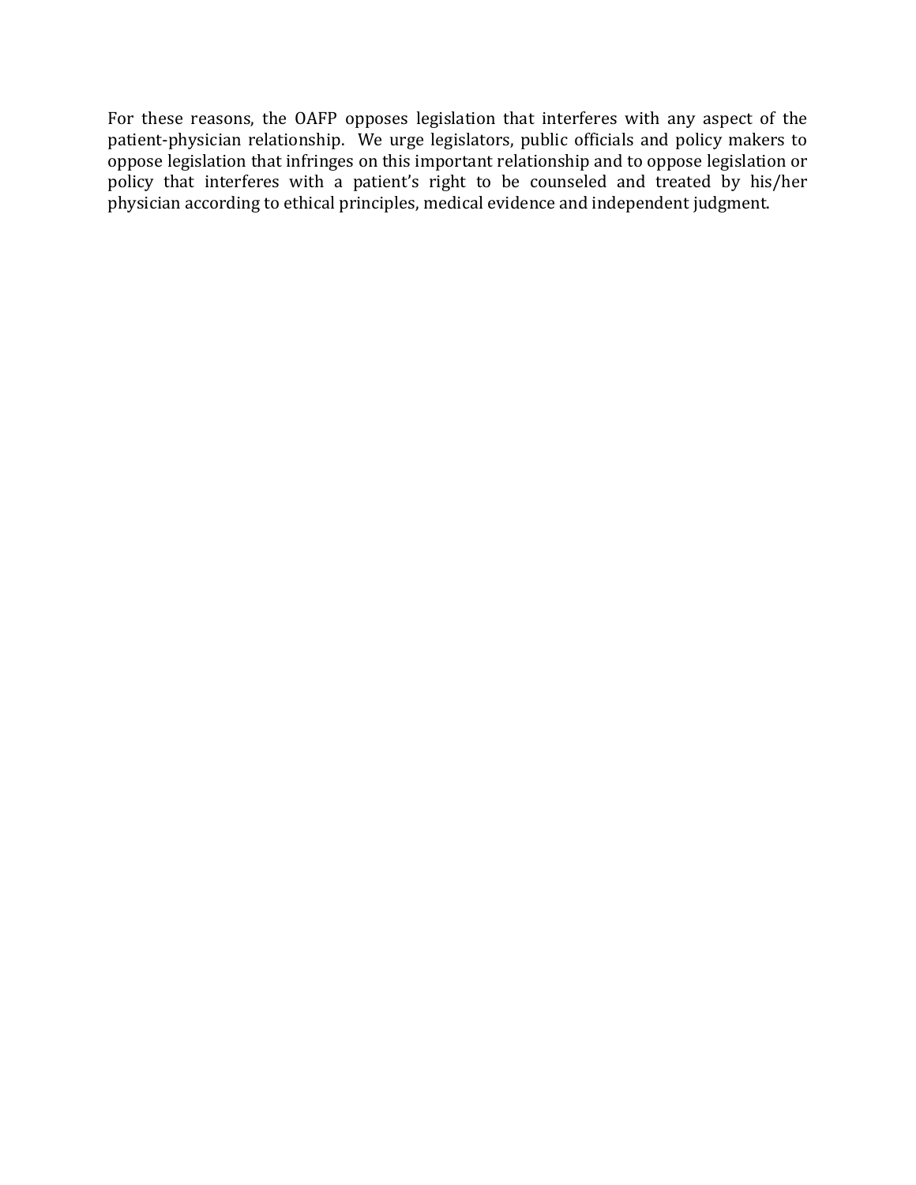For these reasons, the OAFP opposes legislation that interferes with any aspect of the patient-physician relationship. We urge legislators, public officials and policy makers to oppose legislation that infringes on this important relationship and to oppose legislation or policy that interferes with a patient's right to be counseled and treated by his/her physician according to ethical principles, medical evidence and independent judgment.